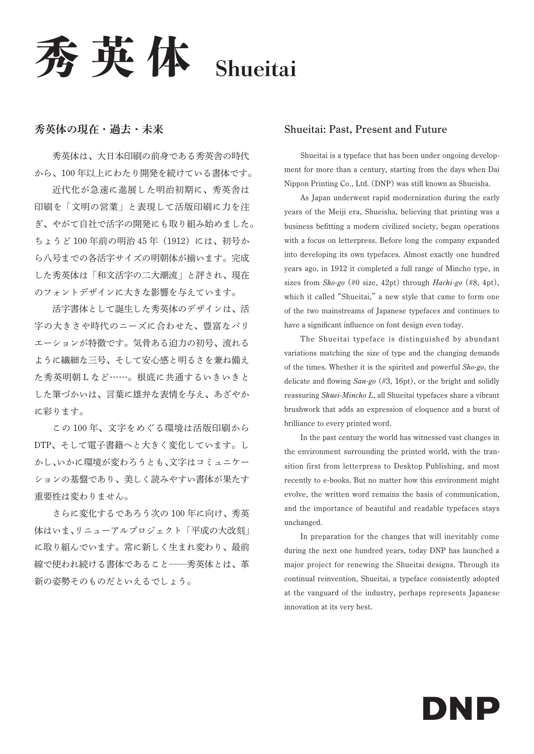# 秀英体 Shueitai

## 秀英体の現在・過去・未来

秀英体は、大日本印刷の前身である秀英舎の時代から、100 年以上にわたり開発を続けている書体です。

近代化が急速に進展した明治初期に、秀英舎は印刷を「文明の営業」と表現して活版印刷に力を注ぎ、やがて自社で活字の開発にも取り組み始めました。ちょうど 100 年前の明治 45 年（1912）には、初号から八号までの各活字サイズの明朝体が揃います。完成した秀英体は「和文活字の二大潮流」と評され、現在のフォントデザインに大きな影響を与えています。

活字書体として誕生した秀英体のデザインは、活字の大きさや時代のニーズに合わせた、豊富なバリエーションが特徴です。気骨ある迫力の初号、流れるように繊細な三号、そして安心感と明るさを兼ね備えた秀英明朝 L など……。根底に共通するいきいきとした筆づかいは、言葉に雄弁な表情を与え、あざやかに彩ります。

この 100 年、文字をめぐる環境は活版印刷から DTP、そして電子書籍へと大きく変化しています。しかし、いかに環境が変わろうとも、文字はコミュニケーションの基盤であり、美しく読みやすい書体が果たす重要性は変わりません。

さらに変化するであろう次の 100 年に向け、秀英体はいま、リニューアルプロジェクト「平成の大改刻」に取り組んでいます。常に新しく生まれ変わり、最前線で使われ続ける書体であること――秀英体とは、革新の姿勢そのものだといえるでしょう。

## Shueitai: Past, Present and Future

Shueitai is a typeface that has been under ongoing development for more than a century, starting from the days when Dai Nippon Printing Co., Ltd. (DNP) was still known as Shueisha.

As Japan underwent rapid modernization during the early years of the Meiji era, Shueisha, believing that printing was a business befitting a modern civilized society, began operations with a focus on letterpress. Before long the company expanded into developing its own typefaces. Almost exactly one hundred years ago, in 1912 it completed a full range of Mincho type, in sizes from *Sho-go* (#0 size, 42pt) through *Hachi-go* (#8, 4pt), which it called "Shueitai," a new style that came to form one of the two mainstreams of Japanese typefaces and continues to have a significant influence on font design even today.

The Shueitai typeface is distinguished by abundant variations matching the size of type and the changing demands of the times. Whether it is the spirited and powerful *Sho-go*, the delicate and flowing *San-go* (#3, 16pt), or the bright and solidly reassuring *Shuei-Mincho L*, all Shueitai typefaces share a vibrant brushwork that adds an expression of eloquence and a burst of brilliance to every printed word.

In the past century the world has witnessed vast changes in the environment surrounding the printed world, with the transition first from letterpress to Desktop Publishing, and most recently to e-books. But no matter how this environment might evolve, the written word remains the basis of communication, and the importance of beautiful and readable typefaces stays unchanged.

In preparation for the changes that will inevitably come during the next one hundred years, today DNP has launched a major project for renewing the Shueitai designs. Through its continual reinvention, Shueitai, a typeface consistently adopted at the vanguard of the industry, perhaps represents Japanese innovation at its very best.

DNP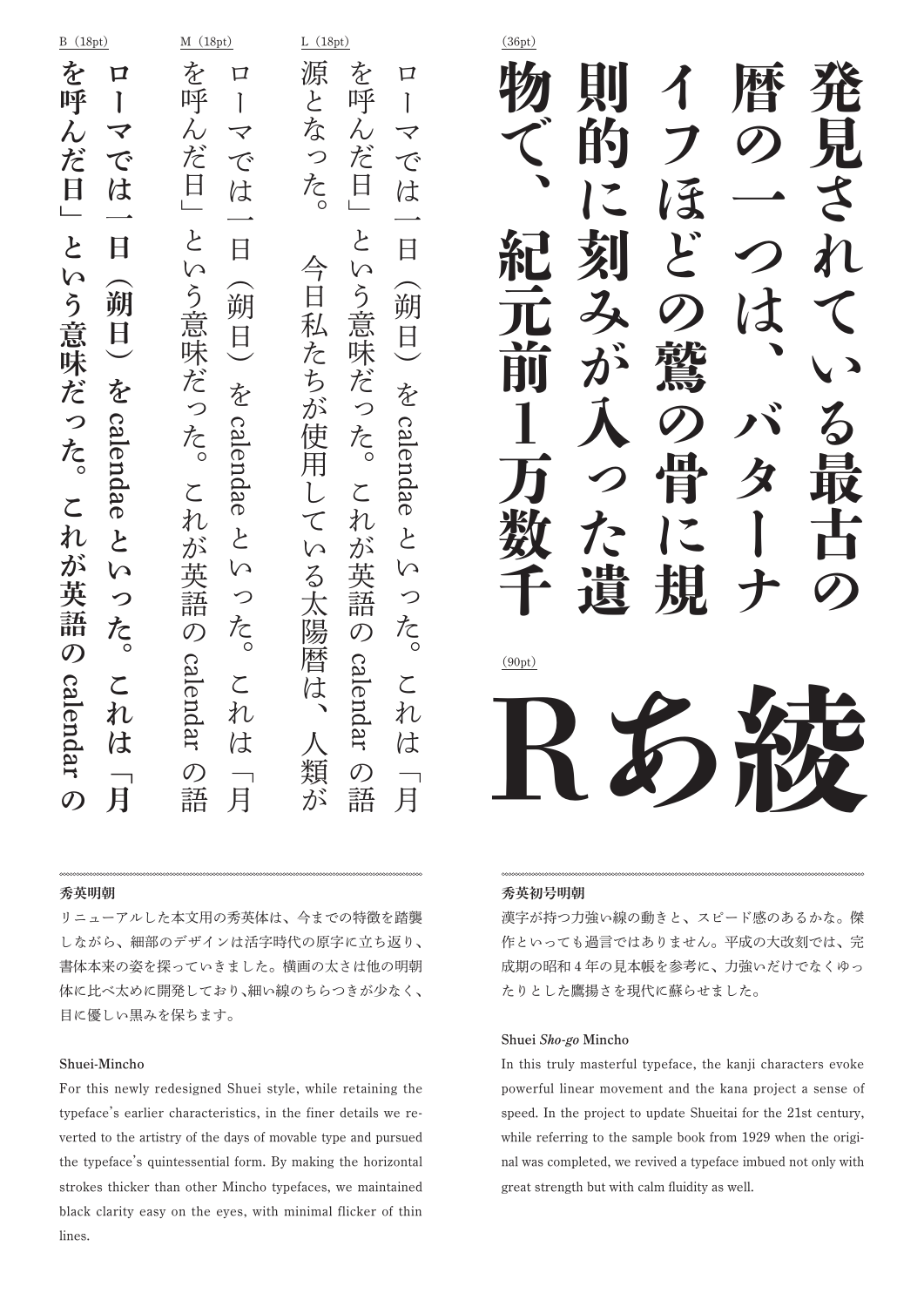L（18pt）

ローマでは一日（朔日）をcalendaeといった。これは「月を呼んだ日」という意味だった。これが英語のcalendarの語源となった。　今日私たちが使用している太陽暦は、人類が

M（18pt）

ローマでは一日（朔日）をcalendaeといった。これは「月を呼んだ日」という意味だった。これが英語のcalendarの語

B（18pt）

**ローマでは一日（朔日）をcalendaeといった。これは「月を呼んだ日」という意味だった。これが英語のcalendarの**

（36pt）

**発見されている最古の暦の一つは、バターナイフほどの鷲の骨に規則的に刻みが入った遺物で、紀元前1万数千**

（90pt）

**Rあ綾**

### 秀英明朝

リニューアルした本文用の秀英体は、今までの特徴を踏襲しながら、細部のデザインは活字時代の原字に立ち返り、書体本来の姿を探っていきました。横画の太さは他の明朝体に比べ太めに開発しており、細い線のちらつきが少なく、目に優しい黒みを保ちます。

### Shuei-Mincho

For this newly redesigned Shuei style, while retaining the typeface's earlier characteristics, in the finer details we reverted to the artistry of the days of movable type and pursued the typeface's quintessential form. By making the horizontal strokes thicker than other Mincho typefaces, we maintained black clarity easy on the eyes, with minimal flicker of thin lines.

### 秀英初号明朝

漢字が持つ力強い線の動きと、スピード感のあるかな。傑作といっても過言ではありません。平成の大改刻では、完成期の昭和4年の見本帳を参考に、力強いだけでなくゆったりとした鷹揚さを現代に蘇らせました。

### Shuei *Sho-go* Mincho

In this truly masterful typeface, the kanji characters evoke powerful linear movement and the kana project a sense of speed. In the project to update Shueitai for the 21st century, while referring to the sample book from 1929 when the original was completed, we revived a typeface imbued not only with great strength but with calm fluidity as well.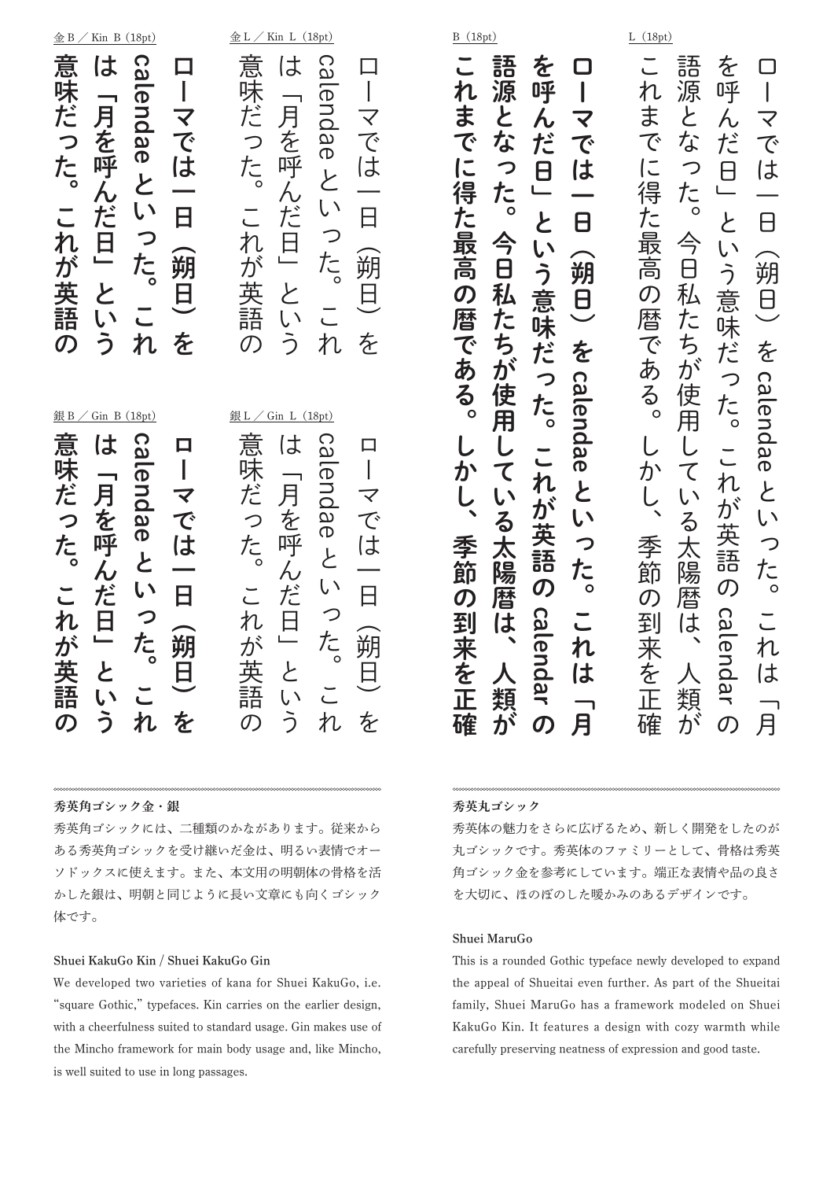金B／Kin B（18pt）

ローマでは一日（朔日）をcalendaeといった。これは「月を呼んだ日」という意味だった。これが英語の

金L／Kin L（18pt）

ローマでは一日（朔日）をcalendaeといった。これは「月を呼んだ日」という意味だった。これが英語の

銀B／Gin B（18pt）

ローマでは一日（朔日）をcalendaeといった。これは「月を呼んだ日」という意味だった。これが英語の

銀L／Gin L（18pt）

ローマでは一日（朔日）をcalendaeといった。これは「月を呼んだ日」という意味だった。これが英語の

B（18pt）

ローマでは一日（朔日）をcalendaeといった。これは「月を呼んだ日」という意味だった。これが英語のcalendarの語源となった。今日私たちが使用している太陽暦は、人類がこれまでに得た最高の暦である。しかし、季節の到来を正確

L（18pt）

ローマでは一日（朔日）をcalendaeといった。これは「月を呼んだ日」という意味だった。これが英語のcalendarの語源となった。今日私たちが使用している太陽暦は、人類がこれまでに得た最高の暦である。しかし、季節の到来を正確

**秀英角ゴシック金・銀**

秀英角ゴシックには、二種類のかながあります。従来からある秀英角ゴシックを受け継いだ金は、明るい表情でオーソドックスに使えます。また、本文用の明朝体の骨格を活かした銀は、明朝と同じように長い文章にも向くゴシック体です。

**Shuei KakuGo Kin / Shuei KakuGo Gin**

We developed two varieties of kana for Shuei KakuGo, i.e. “square Gothic,” typefaces. Kin carries on the earlier design, with a cheerfulness suited to standard usage. Gin makes use of the Mincho framework for main body usage and, like Mincho, is well suited to use in long passages.

**秀英丸ゴシック**

秀英体の魅力をさらに広げるため、新しく開発をしたのが丸ゴシックです。秀英体のファミリーとして、骨格は秀英角ゴシック金を参考にしています。端正な表情や品の良さを大切に、ほのぼのした暖かみのあるデザインです。

**Shuei MaruGo**

This is a rounded Gothic typeface newly developed to expand the appeal of Shueitai even further. As part of the Shueitai family, Shuei MaruGo has a framework modeled on Shuei KakuGo Kin. It features a design with cozy warmth while carefully preserving neatness of expression and good taste.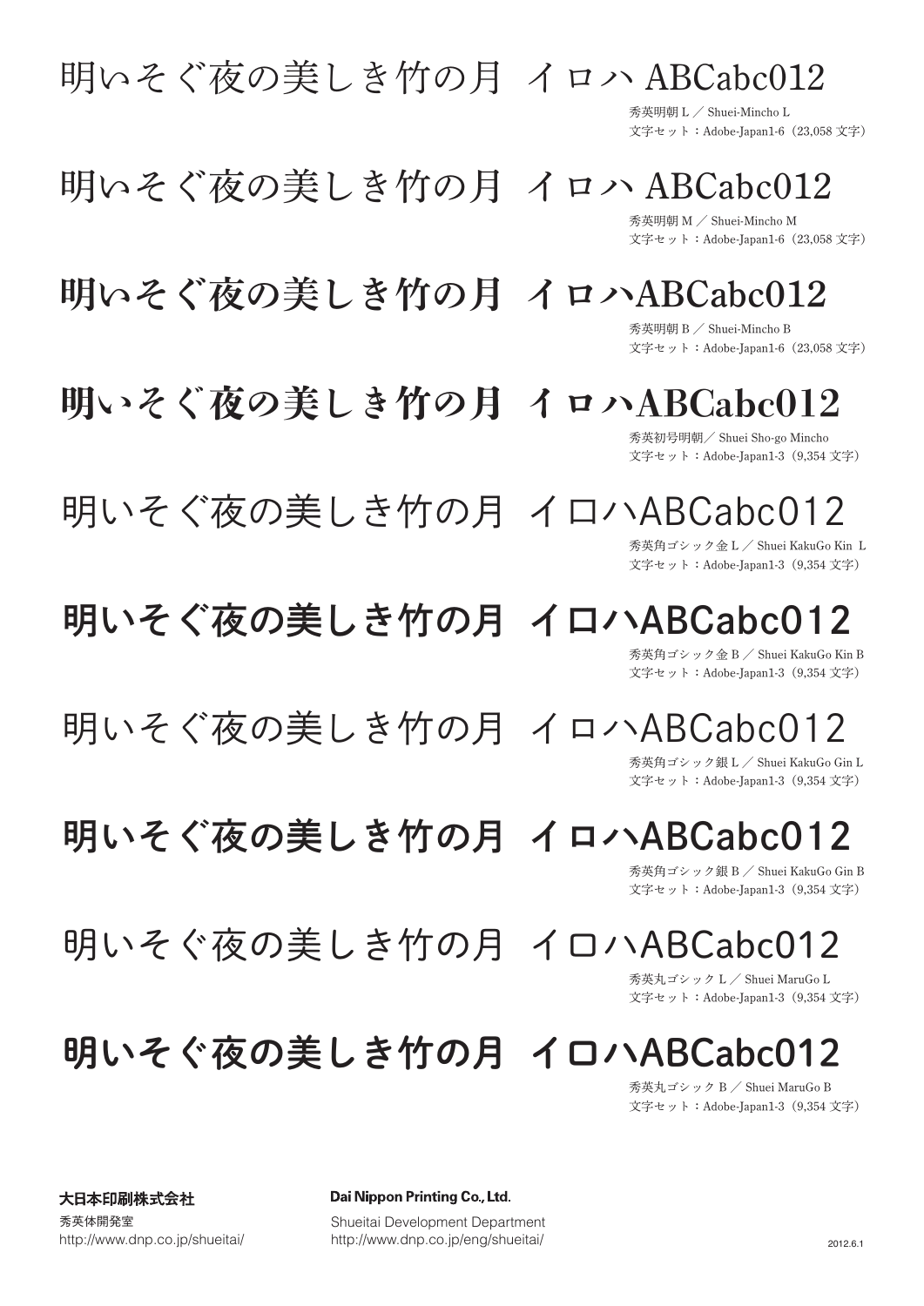明いそぐ夜の美しき竹の月 イロハ ABCabc012

秀英明朝 L ／ Shuei-Mincho L
文字セット：Adobe-Japan1-6（23,058 文字）

明いそぐ夜の美しき竹の月 イロハ ABCabc012

秀英明朝 M ／ Shuei-Mincho M
文字セット：Adobe-Japan1-6（23,058 文字）

**明いそぐ夜の美しき竹の月 イロハABCabc012**

秀英明朝 B ／ Shuei-Mincho B
文字セット：Adobe-Japan1-6（23,058 文字）

**明いそぐ夜の美しき竹の月 イロハABCabc012**

秀英初号明朝／ Shuei Sho-go Mincho
文字セット：Adobe-Japan1-3（9,354 文字）

明いそぐ夜の美しき竹の月 イロハABCabc012

秀英角ゴシック金 L ／ Shuei KakuGo Kin L
文字セット：Adobe-Japan1-3（9,354 文字）

**明いそぐ夜の美しき竹の月 イロハABCabc012**

秀英角ゴシック金 B ／ Shuei KakuGo Kin B
文字セット：Adobe-Japan1-3（9,354 文字）

明いそぐ夜の美しき竹の月 イロハABCabc012

秀英角ゴシック銀 L ／ Shuei KakuGo Gin L
文字セット：Adobe-Japan1-3（9,354 文字）

**明いそぐ夜の美しき竹の月 イロハABCabc012**

秀英角ゴシック銀 B ／ Shuei KakuGo Gin B
文字セット：Adobe-Japan1-3（9,354 文字）

明いそぐ夜の美しき竹の月 イロハABCabc012

秀英丸ゴシック L ／ Shuei MaruGo L
文字セット：Adobe-Japan1-3（9,354 文字）

**明いそぐ夜の美しき竹の月 イロハABCabc012**

秀英丸ゴシック B ／ Shuei MaruGo B
文字セット：Adobe-Japan1-3（9,354 文字）

**大日本印刷株式会社**
秀英体開発室
http://www.dnp.co.jp/shueitai/

**Dai Nippon Printing Co., Ltd.**
Shueitai Development Department
http://www.dnp.co.jp/eng/shueitai/

2012.6.1